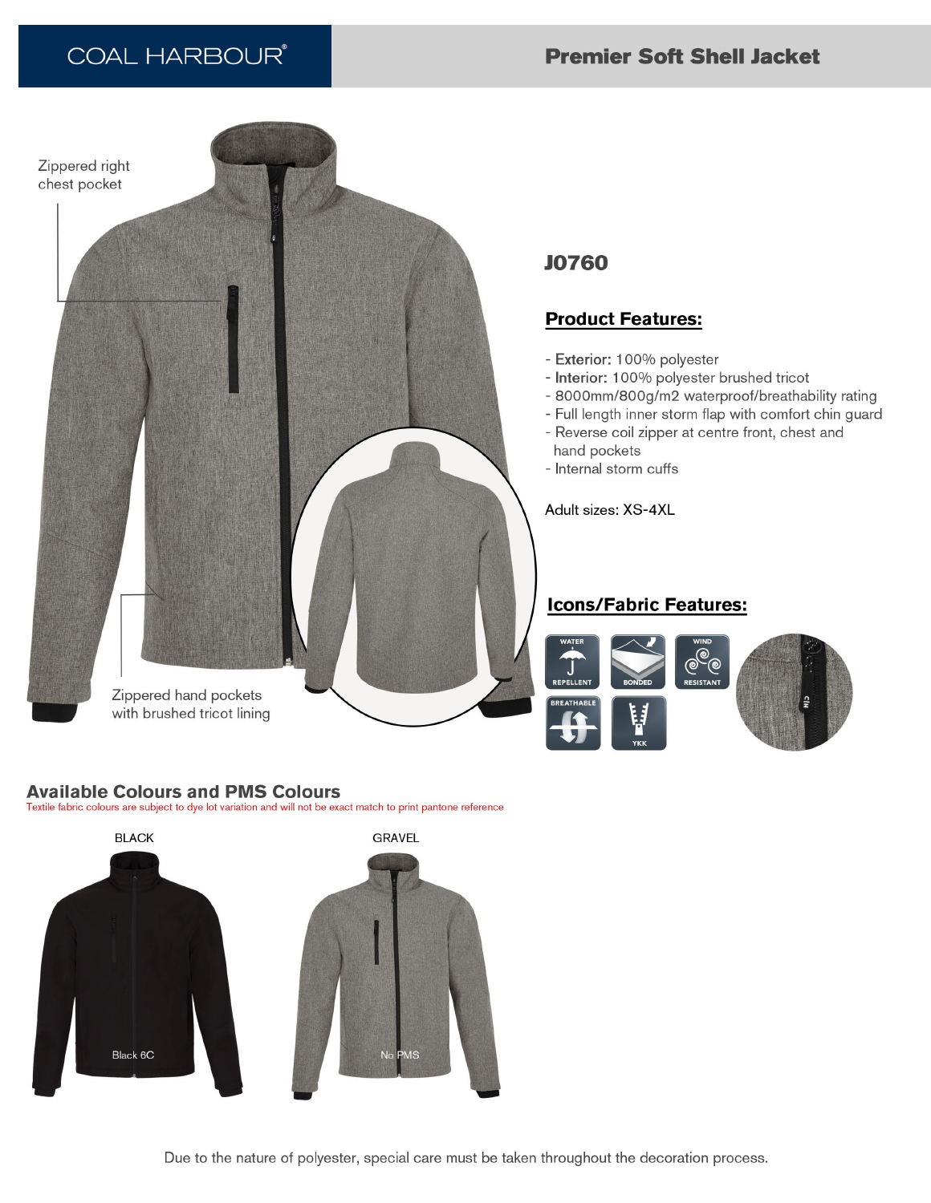# COAL HARBOUR®

## Premier Soft Shell Jacket

Zippered right chest pocket

Zippered hand pockets with brushed tricot lining

### J0760

### Product Features:

- **Exterior:** 100% polyester
- **Interior:** 100% polyester brushed tricot
- 8000mm/800g/m2 waterproof/breathability rating
- Full length inner storm flap with comfort chin guard
- Reverse coil zipper at centre front, chest and hand pockets
- Internal storm cuffs

Adult sizes: XS-4XL

### Icons/Fabric Features:

WATER REPELLENT | BONDED | WIND RESISTANT | BREATHABLE | YKK

## Available Colours and PMS Colours

Textile fabric colours are subject to dye lot variation and will not be exact match to print pantone reference

| BLACK | GRAVEL |
| --- | --- |
| Black 6C | No PMS |

Due to the nature of polyester, special care must be taken throughout the decoration process.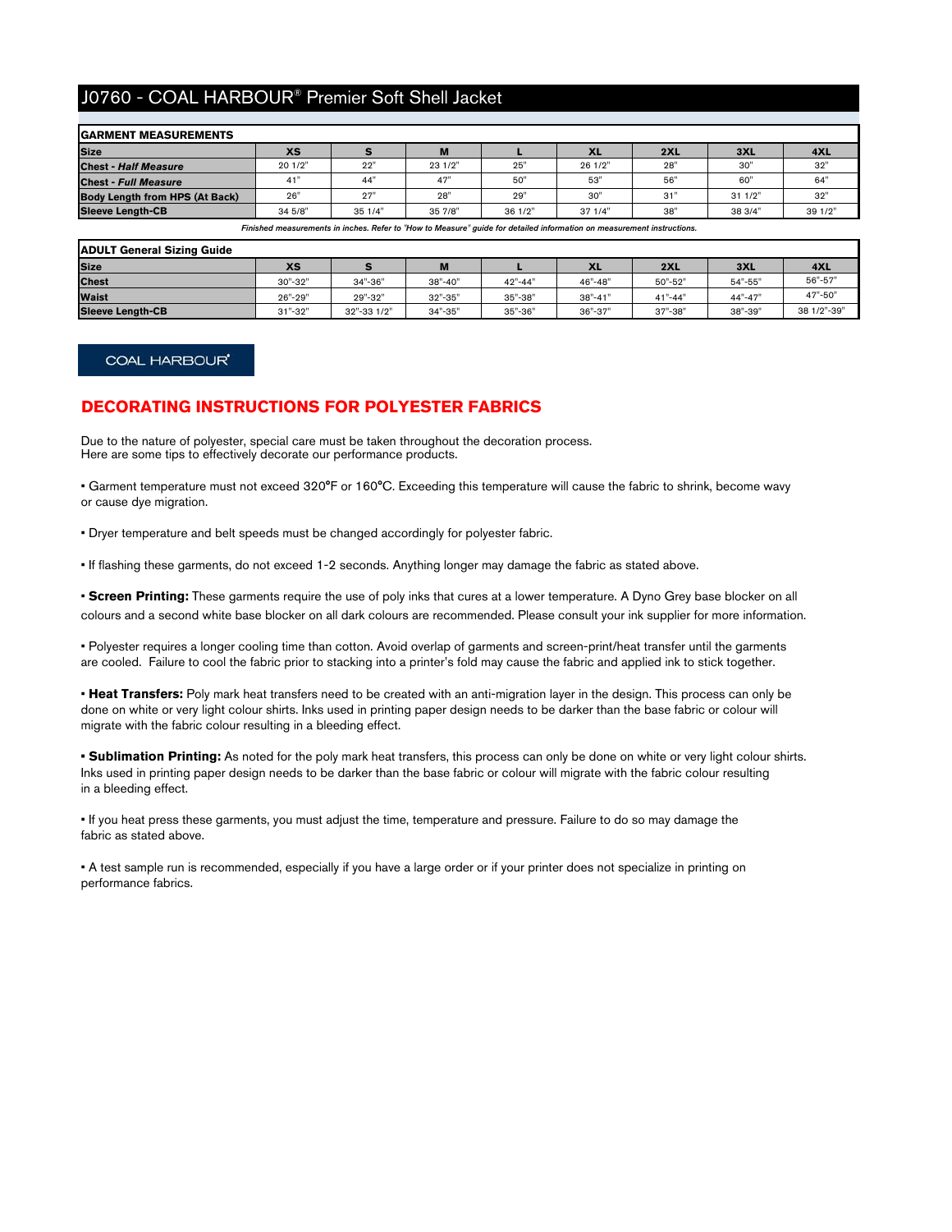# J0760 - COAL HARBOUR® Premier Soft Shell Jacket

| GARMENT MEASUREMENTS | | | | | | | | |
|---|---|---|---|---|---|---|---|---|
| **Size** | **XS** | **S** | **M** | **L** | **XL** | **2XL** | **3XL** | **4XL** |
| **Chest - *Half Measure*** | 20 1/2" | 22" | 23 1/2" | 25" | 26 1/2" | 28" | 30" | 32" |
| **Chest - *Full Measure*** | 41" | 44" | 47" | 50" | 53" | 56" | 60" | 64" |
| **Body Length from HPS (At Back)** | 26" | 27" | 28" | 29" | 30" | 31" | 31 1/2" | 32" |
| **Sleeve Length-CB** | 34 5/8" | 35 1/4" | 35 7/8" | 36 1/2" | 37 1/4" | 38" | 38 3/4" | 39 1/2" |

***Finished measurements in inches. Refer to "How to Measure" guide for detailed information on measurement instructions.***

| ADULT General Sizing Guide | | | | | | | | |
|---|---|---|---|---|---|---|---|---|
| **Size** | **XS** | **S** | **M** | **L** | **XL** | **2XL** | **3XL** | **4XL** |
| **Chest** | 30"-32" | 34"-36" | 38"-40" | 42"-44" | 46"-48" | 50"-52" | 54"-55" | 56"-57" |
| **Waist** | 26"-29" | 29"-32" | 32"-35" | 35"-38" | 38"-41" | 41"-44" | 44"-47" | 47"-50" |
| **Sleeve Length-CB** | 31"-32" | 32"-33 1/2" | 34"-35" | 35"-36" | 36"-37" | 37"-38" | 38"-39" | 38 1/2"-39" |

COAL HARBOUR®

## DECORATING INSTRUCTIONS FOR POLYESTER FABRICS

Due to the nature of polyester, special care must be taken throughout the decoration process.
Here are some tips to effectively decorate our performance products.

- Garment temperature must not exceed 320°F or 160°C. Exceeding this temperature will cause the fabric to shrink, become wavy or cause dye migration.

- Dryer temperature and belt speeds must be changed accordingly for polyester fabric.

- If flashing these garments, do not exceed 1-2 seconds. Anything longer may damage the fabric as stated above.

- **Screen Printing:** These garments require the use of poly inks that cures at a lower temperature. A Dyno Grey base blocker on all colours and a second white base blocker on all dark colours are recommended. Please consult your ink supplier for more information.

- Polyester requires a longer cooling time than cotton. Avoid overlap of garments and screen-print/heat transfer until the garments are cooled. Failure to cool the fabric prior to stacking into a printer's fold may cause the fabric and applied ink to stick together.

- **Heat Transfers:** Poly mark heat transfers need to be created with an anti-migration layer in the design. This process can only be done on white or very light colour shirts. Inks used in printing paper design needs to be darker than the base fabric or colour will migrate with the fabric colour resulting in a bleeding effect.

- **Sublimation Printing:** As noted for the poly mark heat transfers, this process can only be done on white or very light colour shirts. Inks used in printing paper design needs to be darker than the base fabric or colour will migrate with the fabric colour resulting in a bleeding effect.

- If you heat press these garments, you must adjust the time, temperature and pressure. Failure to do so may damage the fabric as stated above.

- A test sample run is recommended, especially if you have a large order or if your printer does not specialize in printing on performance fabrics.